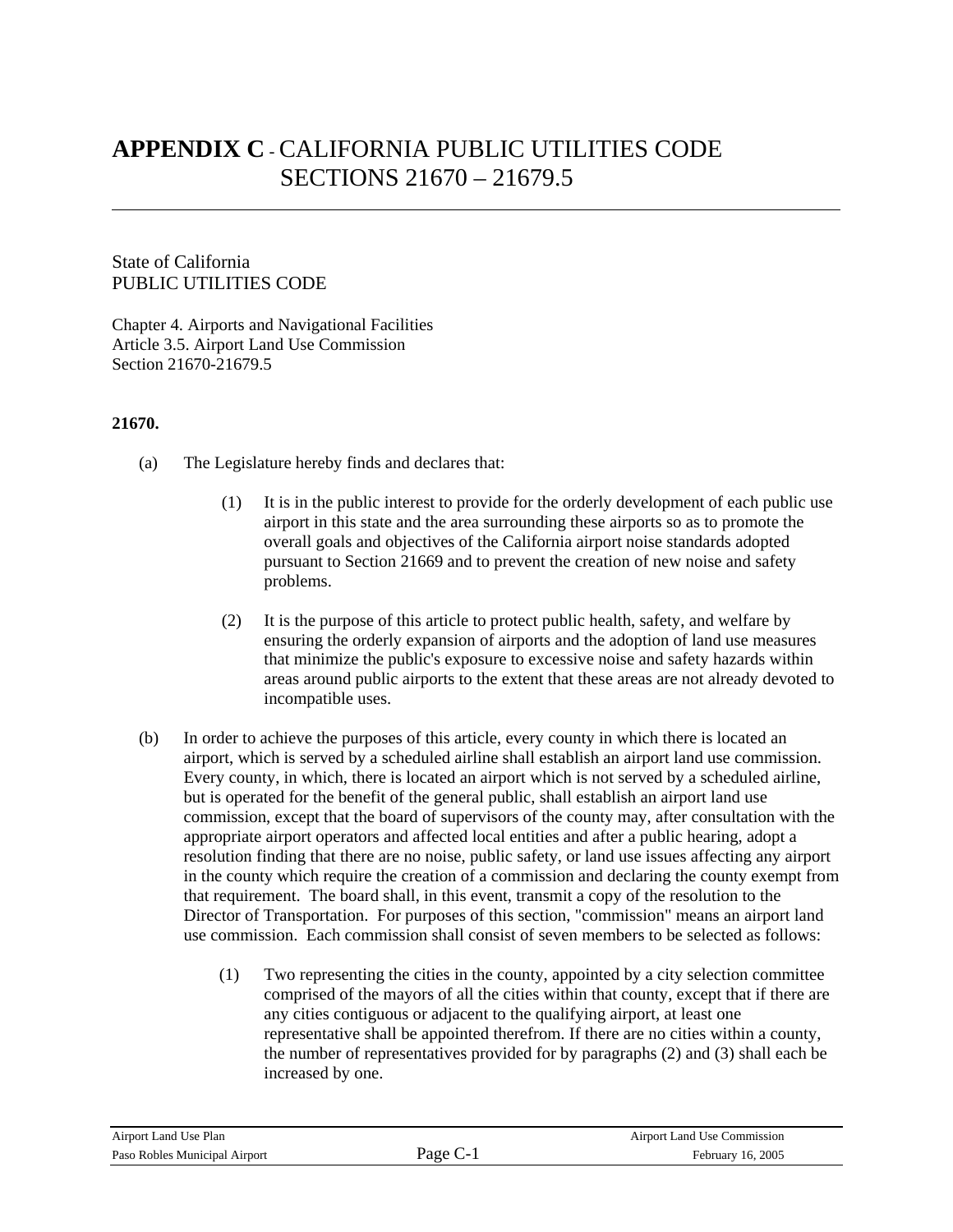# APPENDIX C - CALIFORNIA PUBLIC UTILITIES CODE SECTIONS 21670 – 21679.5

State of California
PUBLIC UTILITIES CODE

Chapter 4. Airports and Navigational Facilities
Article 3.5. Airport Land Use Commission
Section 21670-21679.5

**21670.**

(a) The Legislature hereby finds and declares that:

(1) It is in the public interest to provide for the orderly development of each public use airport in this state and the area surrounding these airports so as to promote the overall goals and objectives of the California airport noise standards adopted pursuant to Section 21669 and to prevent the creation of new noise and safety problems.

(2) It is the purpose of this article to protect public health, safety, and welfare by ensuring the orderly expansion of airports and the adoption of land use measures that minimize the public's exposure to excessive noise and safety hazards within areas around public airports to the extent that these areas are not already devoted to incompatible uses.

(b) In order to achieve the purposes of this article, every county in which there is located an airport, which is served by a scheduled airline shall establish an airport land use commission. Every county, in which, there is located an airport which is not served by a scheduled airline, but is operated for the benefit of the general public, shall establish an airport land use commission, except that the board of supervisors of the county may, after consultation with the appropriate airport operators and affected local entities and after a public hearing, adopt a resolution finding that there are no noise, public safety, or land use issues affecting any airport in the county which require the creation of a commission and declaring the county exempt from that requirement. The board shall, in this event, transmit a copy of the resolution to the Director of Transportation. For purposes of this section, "commission" means an airport land use commission. Each commission shall consist of seven members to be selected as follows:

(1) Two representing the cities in the county, appointed by a city selection committee comprised of the mayors of all the cities within that county, except that if there are any cities contiguous or adjacent to the qualifying airport, at least one representative shall be appointed therefrom. If there are no cities within a county, the number of representatives provided for by paragraphs (2) and (3) shall each be increased by one.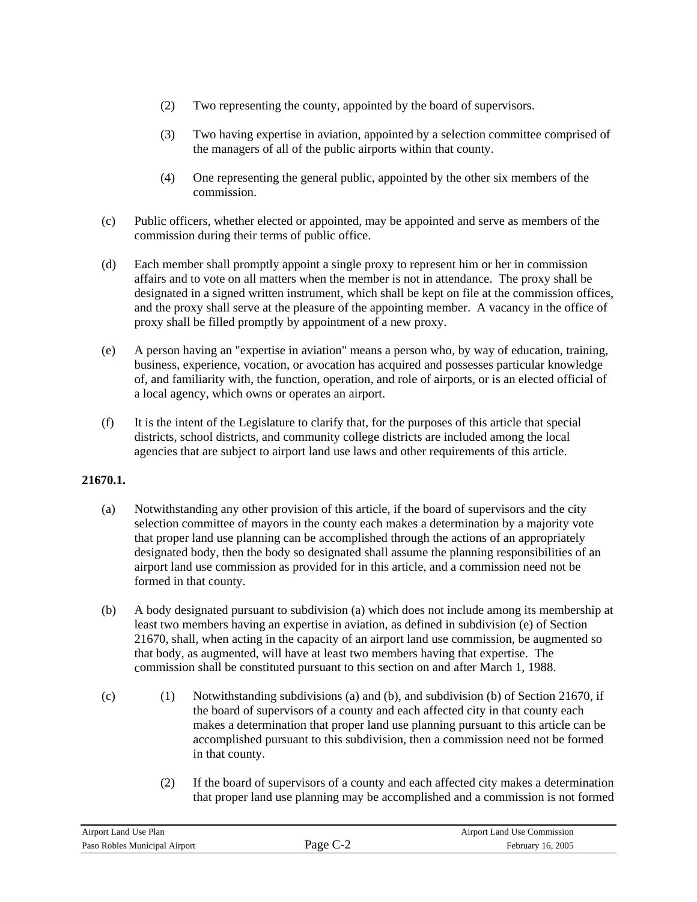(2) Two representing the county, appointed by the board of supervisors.

(3) Two having expertise in aviation, appointed by a selection committee comprised of the managers of all of the public airports within that county.

(4) One representing the general public, appointed by the other six members of the commission.

(c) Public officers, whether elected or appointed, may be appointed and serve as members of the commission during their terms of public office.

(d) Each member shall promptly appoint a single proxy to represent him or her in commission affairs and to vote on all matters when the member is not in attendance. The proxy shall be designated in a signed written instrument, which shall be kept on file at the commission offices, and the proxy shall serve at the pleasure of the appointing member. A vacancy in the office of proxy shall be filled promptly by appointment of a new proxy.

(e) A person having an "expertise in aviation" means a person who, by way of education, training, business, experience, vocation, or avocation has acquired and possesses particular knowledge of, and familiarity with, the function, operation, and role of airports, or is an elected official of a local agency, which owns or operates an airport.

(f) It is the intent of the Legislature to clarify that, for the purposes of this article that special districts, school districts, and community college districts are included among the local agencies that are subject to airport land use laws and other requirements of this article.

**21670.1.**

(a) Notwithstanding any other provision of this article, if the board of supervisors and the city selection committee of mayors in the county each makes a determination by a majority vote that proper land use planning can be accomplished through the actions of an appropriately designated body, then the body so designated shall assume the planning responsibilities of an airport land use commission as provided for in this article, and a commission need not be formed in that county.

(b) A body designated pursuant to subdivision (a) which does not include among its membership at least two members having an expertise in aviation, as defined in subdivision (e) of Section 21670, shall, when acting in the capacity of an airport land use commission, be augmented so that body, as augmented, will have at least two members having that expertise. The commission shall be constituted pursuant to this section on and after March 1, 1988.

(c) (1) Notwithstanding subdivisions (a) and (b), and subdivision (b) of Section 21670, if the board of supervisors of a county and each affected city in that county each makes a determination that proper land use planning pursuant to this article can be accomplished pursuant to this subdivision, then a commission need not be formed in that county.

(2) If the board of supervisors of a county and each affected city makes a determination that proper land use planning may be accomplished and a commission is not formed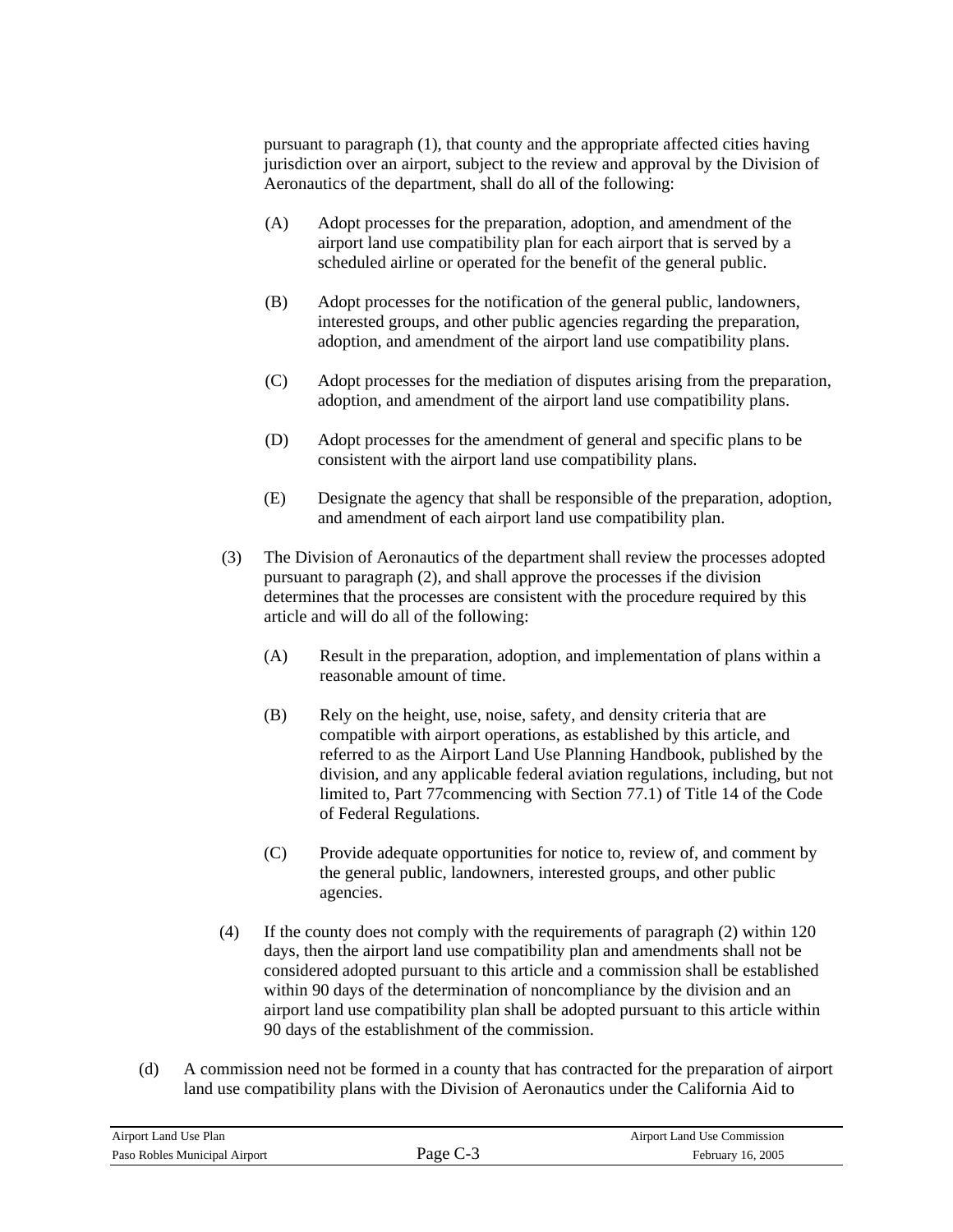pursuant to paragraph (1), that county and the appropriate affected cities having jurisdiction over an airport, subject to the review and approval by the Division of Aeronautics of the department, shall do all of the following:

(A) Adopt processes for the preparation, adoption, and amendment of the airport land use compatibility plan for each airport that is served by a scheduled airline or operated for the benefit of the general public.

(B) Adopt processes for the notification of the general public, landowners, interested groups, and other public agencies regarding the preparation, adoption, and amendment of the airport land use compatibility plans.

(C) Adopt processes for the mediation of disputes arising from the preparation, adoption, and amendment of the airport land use compatibility plans.

(D) Adopt processes for the amendment of general and specific plans to be consistent with the airport land use compatibility plans.

(E) Designate the agency that shall be responsible of the preparation, adoption, and amendment of each airport land use compatibility plan.

(3) The Division of Aeronautics of the department shall review the processes adopted pursuant to paragraph (2), and shall approve the processes if the division determines that the processes are consistent with the procedure required by this article and will do all of the following:

(A) Result in the preparation, adoption, and implementation of plans within a reasonable amount of time.

(B) Rely on the height, use, noise, safety, and density criteria that are compatible with airport operations, as established by this article, and referred to as the Airport Land Use Planning Handbook, published by the division, and any applicable federal aviation regulations, including, but not limited to, Part 77commencing with Section 77.1) of Title 14 of the Code of Federal Regulations.

(C) Provide adequate opportunities for notice to, review of, and comment by the general public, landowners, interested groups, and other public agencies.

(4) If the county does not comply with the requirements of paragraph (2) within 120 days, then the airport land use compatibility plan and amendments shall not be considered adopted pursuant to this article and a commission shall be established within 90 days of the determination of noncompliance by the division and an airport land use compatibility plan shall be adopted pursuant to this article within 90 days of the establishment of the commission.

(d) A commission need not be formed in a county that has contracted for the preparation of airport land use compatibility plans with the Division of Aeronautics under the California Aid to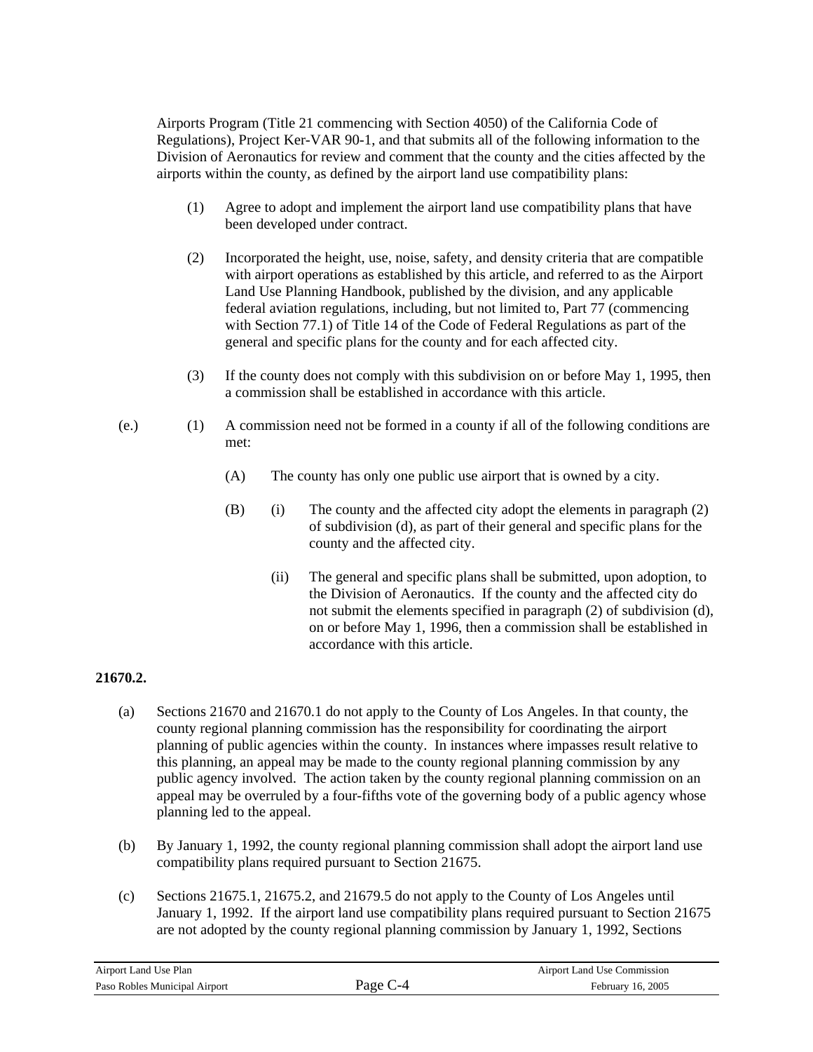Airports Program (Title 21 commencing with Section 4050) of the California Code of Regulations), Project Ker-VAR 90-1, and that submits all of the following information to the Division of Aeronautics for review and comment that the county and the cities affected by the airports within the county, as defined by the airport land use compatibility plans:

(1) Agree to adopt and implement the airport land use compatibility plans that have been developed under contract.

(2) Incorporated the height, use, noise, safety, and density criteria that are compatible with airport operations as established by this article, and referred to as the Airport Land Use Planning Handbook, published by the division, and any applicable federal aviation regulations, including, but not limited to, Part 77 (commencing with Section 77.1) of Title 14 of the Code of Federal Regulations as part of the general and specific plans for the county and for each affected city.

(3) If the county does not comply with this subdivision on or before May 1, 1995, then a commission shall be established in accordance with this article.

(e.) (1) A commission need not be formed in a county if all of the following conditions are met:

(A) The county has only one public use airport that is owned by a city.

(B) (i) The county and the affected city adopt the elements in paragraph (2) of subdivision (d), as part of their general and specific plans for the county and the affected city.

(ii) The general and specific plans shall be submitted, upon adoption, to the Division of Aeronautics. If the county and the affected city do not submit the elements specified in paragraph (2) of subdivision (d), on or before May 1, 1996, then a commission shall be established in accordance with this article.

**21670.2.**

(a) Sections 21670 and 21670.1 do not apply to the County of Los Angeles. In that county, the county regional planning commission has the responsibility for coordinating the airport planning of public agencies within the county. In instances where impasses result relative to this planning, an appeal may be made to the county regional planning commission by any public agency involved. The action taken by the county regional planning commission on an appeal may be overruled by a four-fifths vote of the governing body of a public agency whose planning led to the appeal.

(b) By January 1, 1992, the county regional planning commission shall adopt the airport land use compatibility plans required pursuant to Section 21675.

(c) Sections 21675.1, 21675.2, and 21679.5 do not apply to the County of Los Angeles until January 1, 1992. If the airport land use compatibility plans required pursuant to Section 21675 are not adopted by the county regional planning commission by January 1, 1992, Sections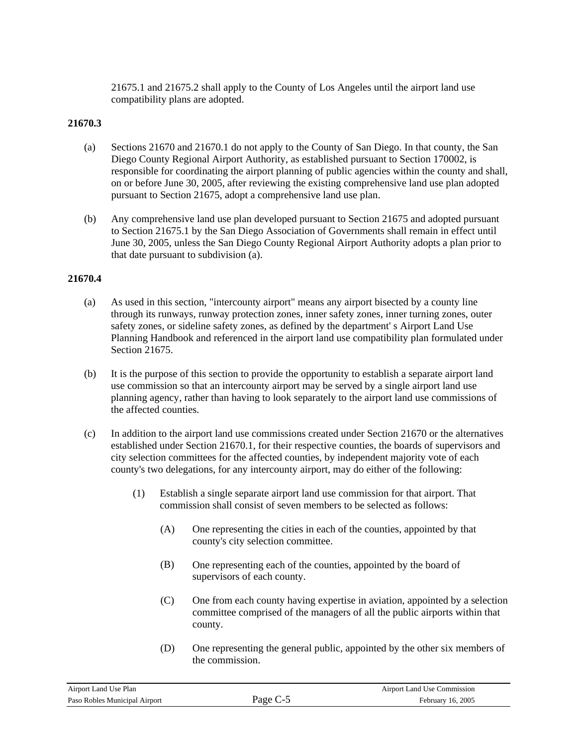21675.1 and 21675.2 shall apply to the County of Los Angeles until the airport land use compatibility plans are adopted.

**21670.3**

(a) Sections 21670 and 21670.1 do not apply to the County of San Diego. In that county, the San Diego County Regional Airport Authority, as established pursuant to Section 170002, is responsible for coordinating the airport planning of public agencies within the county and shall, on or before June 30, 2005, after reviewing the existing comprehensive land use plan adopted pursuant to Section 21675, adopt a comprehensive land use plan.

(b) Any comprehensive land use plan developed pursuant to Section 21675 and adopted pursuant to Section 21675.1 by the San Diego Association of Governments shall remain in effect until June 30, 2005, unless the San Diego County Regional Airport Authority adopts a plan prior to that date pursuant to subdivision (a).

**21670.4**

(a) As used in this section, "intercounty airport" means any airport bisected by a county line through its runways, runway protection zones, inner safety zones, inner turning zones, outer safety zones, or sideline safety zones, as defined by the department' s Airport Land Use Planning Handbook and referenced in the airport land use compatibility plan formulated under Section 21675.

(b) It is the purpose of this section to provide the opportunity to establish a separate airport land use commission so that an intercounty airport may be served by a single airport land use planning agency, rather than having to look separately to the airport land use commissions of the affected counties.

(c) In addition to the airport land use commissions created under Section 21670 or the alternatives established under Section 21670.1, for their respective counties, the boards of supervisors and city selection committees for the affected counties, by independent majority vote of each county's two delegations, for any intercounty airport, may do either of the following:

  (1) Establish a single separate airport land use commission for that airport. That commission shall consist of seven members to be selected as follows:

    (A) One representing the cities in each of the counties, appointed by that county's city selection committee.

    (B) One representing each of the counties, appointed by the board of supervisors of each county.

    (C) One from each county having expertise in aviation, appointed by a selection committee comprised of the managers of all the public airports within that county.

    (D) One representing the general public, appointed by the other six members of the commission.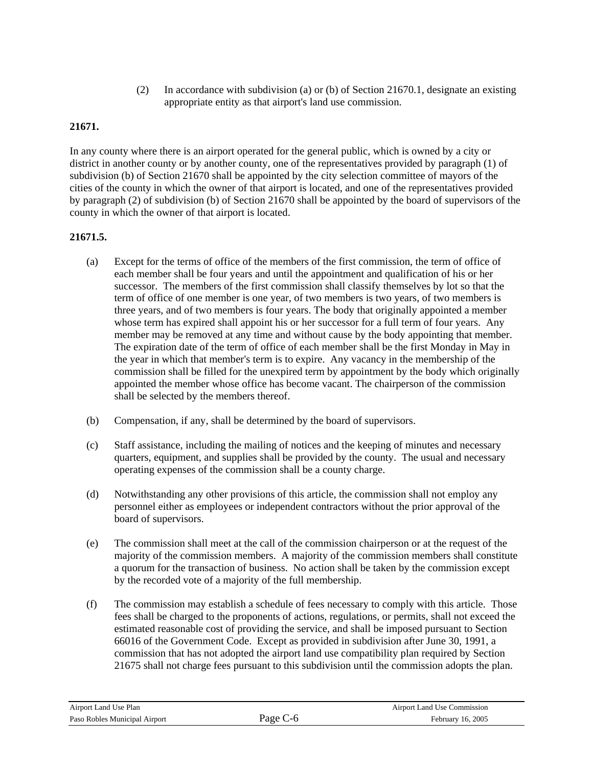(2) In accordance with subdivision (a) or (b) of Section 21670.1, designate an existing appropriate entity as that airport's land use commission.

**21671.**

In any county where there is an airport operated for the general public, which is owned by a city or district in another county or by another county, one of the representatives provided by paragraph (1) of subdivision (b) of Section 21670 shall be appointed by the city selection committee of mayors of the cities of the county in which the owner of that airport is located, and one of the representatives provided by paragraph (2) of subdivision (b) of Section 21670 shall be appointed by the board of supervisors of the county in which the owner of that airport is located.

**21671.5.**

(a) Except for the terms of office of the members of the first commission, the term of office of each member shall be four years and until the appointment and qualification of his or her successor. The members of the first commission shall classify themselves by lot so that the term of office of one member is one year, of two members is two years, of two members is three years, and of two members is four years. The body that originally appointed a member whose term has expired shall appoint his or her successor for a full term of four years. Any member may be removed at any time and without cause by the body appointing that member. The expiration date of the term of office of each member shall be the first Monday in May in the year in which that member's term is to expire. Any vacancy in the membership of the commission shall be filled for the unexpired term by appointment by the body which originally appointed the member whose office has become vacant. The chairperson of the commission shall be selected by the members thereof.

(b) Compensation, if any, shall be determined by the board of supervisors.

(c) Staff assistance, including the mailing of notices and the keeping of minutes and necessary quarters, equipment, and supplies shall be provided by the county. The usual and necessary operating expenses of the commission shall be a county charge.

(d) Notwithstanding any other provisions of this article, the commission shall not employ any personnel either as employees or independent contractors without the prior approval of the board of supervisors.

(e) The commission shall meet at the call of the commission chairperson or at the request of the majority of the commission members. A majority of the commission members shall constitute a quorum for the transaction of business. No action shall be taken by the commission except by the recorded vote of a majority of the full membership.

(f) The commission may establish a schedule of fees necessary to comply with this article. Those fees shall be charged to the proponents of actions, regulations, or permits, shall not exceed the estimated reasonable cost of providing the service, and shall be imposed pursuant to Section 66016 of the Government Code. Except as provided in subdivision after June 30, 1991, a commission that has not adopted the airport land use compatibility plan required by Section 21675 shall not charge fees pursuant to this subdivision until the commission adopts the plan.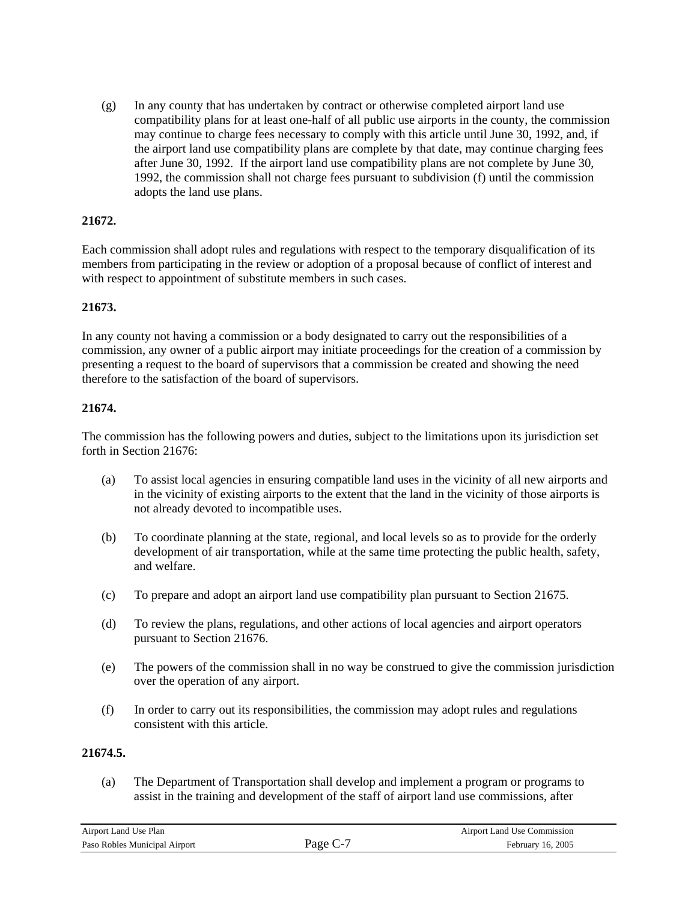(g) In any county that has undertaken by contract or otherwise completed airport land use compatibility plans for at least one-half of all public use airports in the county, the commission may continue to charge fees necessary to comply with this article until June 30, 1992, and, if the airport land use compatibility plans are complete by that date, may continue charging fees after June 30, 1992. If the airport land use compatibility plans are not complete by June 30, 1992, the commission shall not charge fees pursuant to subdivision (f) until the commission adopts the land use plans.

**21672.**

Each commission shall adopt rules and regulations with respect to the temporary disqualification of its members from participating in the review or adoption of a proposal because of conflict of interest and with respect to appointment of substitute members in such cases.

**21673.**

In any county not having a commission or a body designated to carry out the responsibilities of a commission, any owner of a public airport may initiate proceedings for the creation of a commission by presenting a request to the board of supervisors that a commission be created and showing the need therefore to the satisfaction of the board of supervisors.

**21674.**

The commission has the following powers and duties, subject to the limitations upon its jurisdiction set forth in Section 21676:

(a) To assist local agencies in ensuring compatible land uses in the vicinity of all new airports and in the vicinity of existing airports to the extent that the land in the vicinity of those airports is not already devoted to incompatible uses.

(b) To coordinate planning at the state, regional, and local levels so as to provide for the orderly development of air transportation, while at the same time protecting the public health, safety, and welfare.

(c) To prepare and adopt an airport land use compatibility plan pursuant to Section 21675.

(d) To review the plans, regulations, and other actions of local agencies and airport operators pursuant to Section 21676.

(e) The powers of the commission shall in no way be construed to give the commission jurisdiction over the operation of any airport.

(f) In order to carry out its responsibilities, the commission may adopt rules and regulations consistent with this article.

**21674.5.**

(a) The Department of Transportation shall develop and implement a program or programs to assist in the training and development of the staff of airport land use commissions, after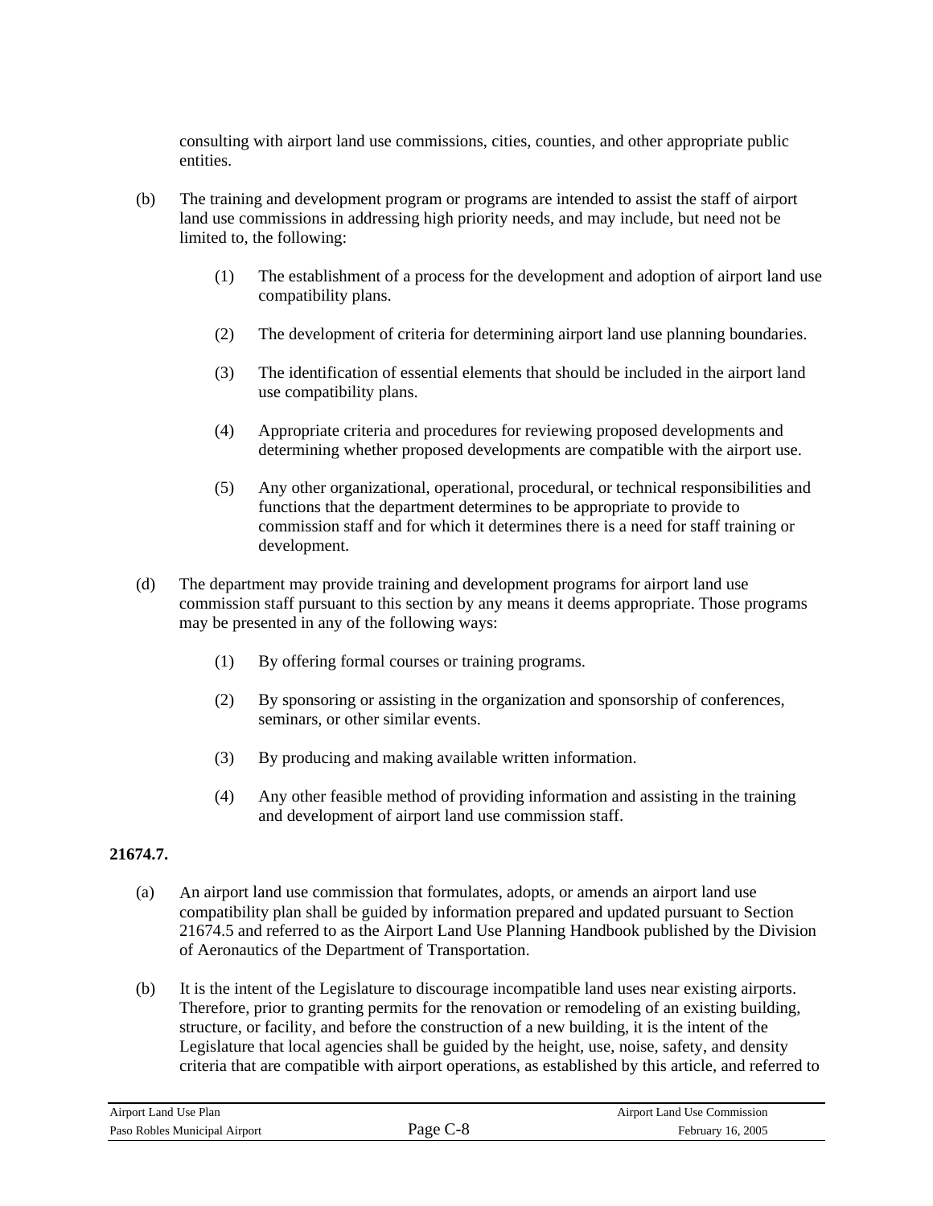consulting with airport land use commissions, cities, counties, and other appropriate public entities.

(b) The training and development program or programs are intended to assist the staff of airport land use commissions in addressing high priority needs, and may include, but need not be limited to, the following:

(1) The establishment of a process for the development and adoption of airport land use compatibility plans.

(2) The development of criteria for determining airport land use planning boundaries.

(3) The identification of essential elements that should be included in the airport land use compatibility plans.

(4) Appropriate criteria and procedures for reviewing proposed developments and determining whether proposed developments are compatible with the airport use.

(5) Any other organizational, operational, procedural, or technical responsibilities and functions that the department determines to be appropriate to provide to commission staff and for which it determines there is a need for staff training or development.

(d) The department may provide training and development programs for airport land use commission staff pursuant to this section by any means it deems appropriate. Those programs may be presented in any of the following ways:

(1) By offering formal courses or training programs.

(2) By sponsoring or assisting in the organization and sponsorship of conferences, seminars, or other similar events.

(3) By producing and making available written information.

(4) Any other feasible method of providing information and assisting in the training and development of airport land use commission staff.

**21674.7.**

(a) An airport land use commission that formulates, adopts, or amends an airport land use compatibility plan shall be guided by information prepared and updated pursuant to Section 21674.5 and referred to as the Airport Land Use Planning Handbook published by the Division of Aeronautics of the Department of Transportation.

(b) It is the intent of the Legislature to discourage incompatible land uses near existing airports. Therefore, prior to granting permits for the renovation or remodeling of an existing building, structure, or facility, and before the construction of a new building, it is the intent of the Legislature that local agencies shall be guided by the height, use, noise, safety, and density criteria that are compatible with airport operations, as established by this article, and referred to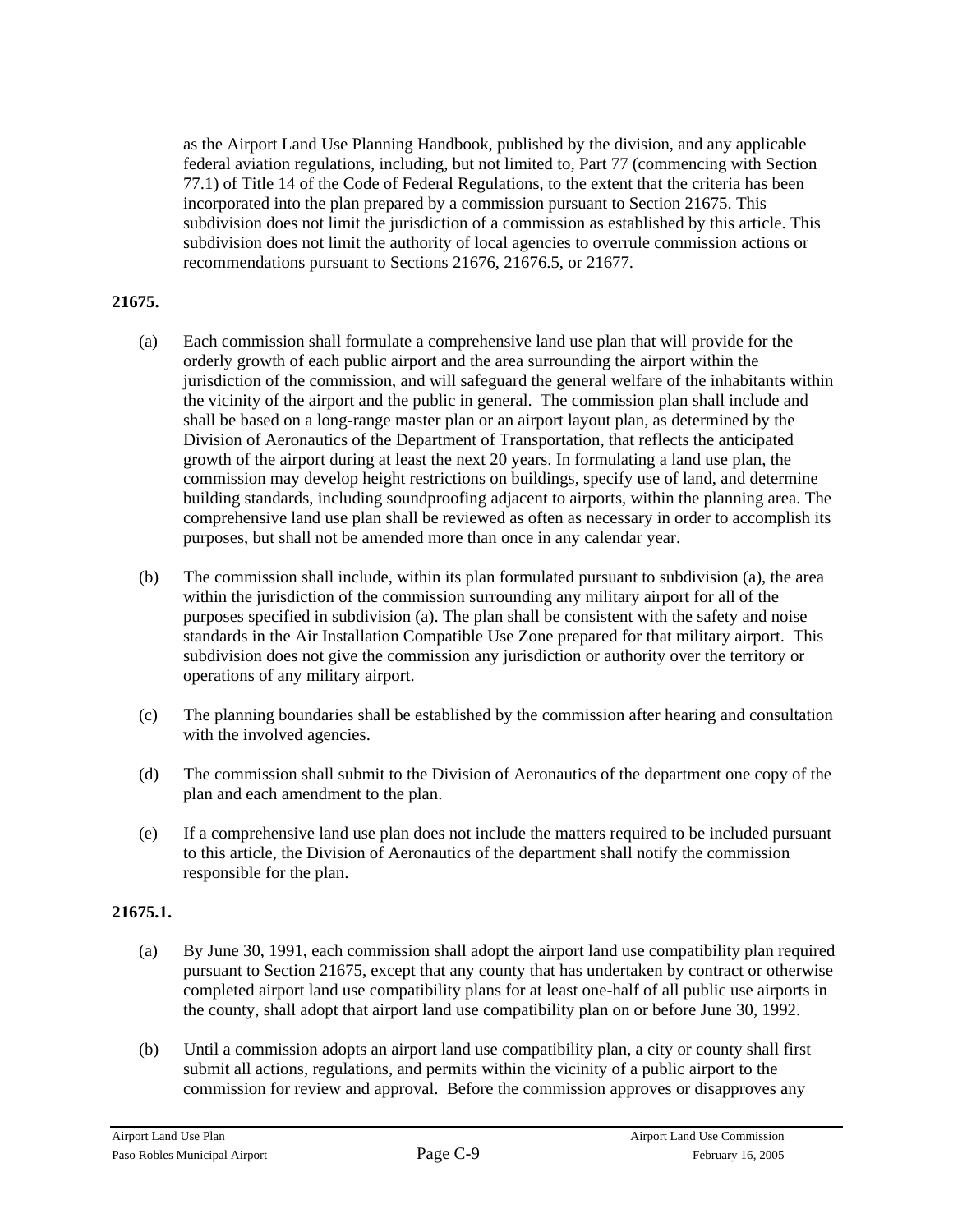as the Airport Land Use Planning Handbook, published by the division, and any applicable federal aviation regulations, including, but not limited to, Part 77 (commencing with Section 77.1) of Title 14 of the Code of Federal Regulations, to the extent that the criteria has been incorporated into the plan prepared by a commission pursuant to Section 21675. This subdivision does not limit the jurisdiction of a commission as established by this article. This subdivision does not limit the authority of local agencies to overrule commission actions or recommendations pursuant to Sections 21676, 21676.5, or 21677.

**21675.**

(a) Each commission shall formulate a comprehensive land use plan that will provide for the orderly growth of each public airport and the area surrounding the airport within the jurisdiction of the commission, and will safeguard the general welfare of the inhabitants within the vicinity of the airport and the public in general. The commission plan shall include and shall be based on a long-range master plan or an airport layout plan, as determined by the Division of Aeronautics of the Department of Transportation, that reflects the anticipated growth of the airport during at least the next 20 years. In formulating a land use plan, the commission may develop height restrictions on buildings, specify use of land, and determine building standards, including soundproofing adjacent to airports, within the planning area. The comprehensive land use plan shall be reviewed as often as necessary in order to accomplish its purposes, but shall not be amended more than once in any calendar year.

(b) The commission shall include, within its plan formulated pursuant to subdivision (a), the area within the jurisdiction of the commission surrounding any military airport for all of the purposes specified in subdivision (a). The plan shall be consistent with the safety and noise standards in the Air Installation Compatible Use Zone prepared for that military airport. This subdivision does not give the commission any jurisdiction or authority over the territory or operations of any military airport.

(c) The planning boundaries shall be established by the commission after hearing and consultation with the involved agencies.

(d) The commission shall submit to the Division of Aeronautics of the department one copy of the plan and each amendment to the plan.

(e) If a comprehensive land use plan does not include the matters required to be included pursuant to this article, the Division of Aeronautics of the department shall notify the commission responsible for the plan.

**21675.1.**

(a) By June 30, 1991, each commission shall adopt the airport land use compatibility plan required pursuant to Section 21675, except that any county that has undertaken by contract or otherwise completed airport land use compatibility plans for at least one-half of all public use airports in the county, shall adopt that airport land use compatibility plan on or before June 30, 1992.

(b) Until a commission adopts an airport land use compatibility plan, a city or county shall first submit all actions, regulations, and permits within the vicinity of a public airport to the commission for review and approval. Before the commission approves or disapproves any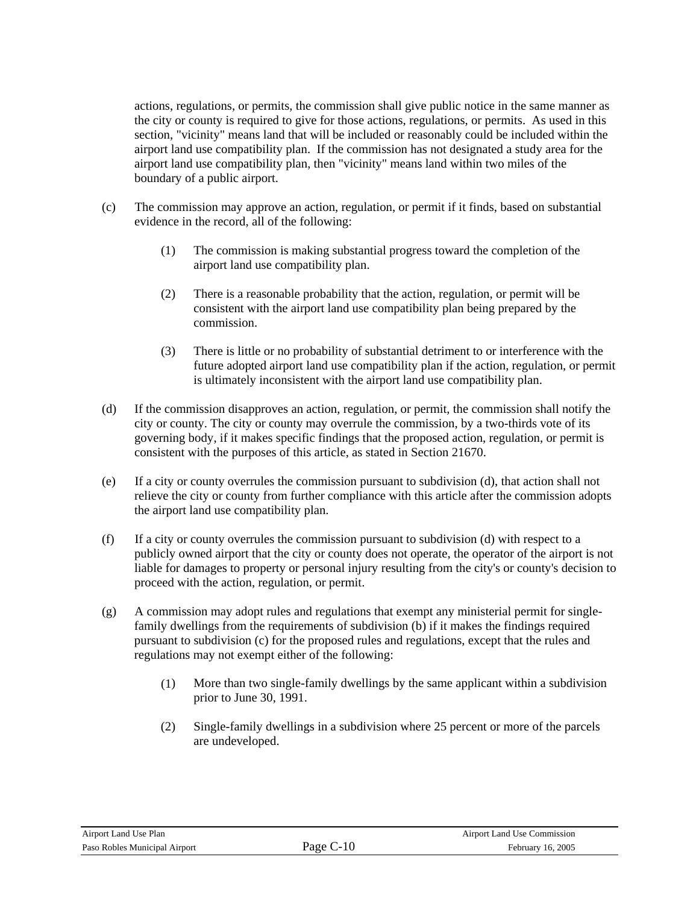actions, regulations, or permits, the commission shall give public notice in the same manner as the city or county is required to give for those actions, regulations, or permits. As used in this section, "vicinity" means land that will be included or reasonably could be included within the airport land use compatibility plan. If the commission has not designated a study area for the airport land use compatibility plan, then "vicinity" means land within two miles of the boundary of a public airport.

(c) The commission may approve an action, regulation, or permit if it finds, based on substantial evidence in the record, all of the following:

  (1) The commission is making substantial progress toward the completion of the airport land use compatibility plan.

  (2) There is a reasonable probability that the action, regulation, or permit will be consistent with the airport land use compatibility plan being prepared by the commission.

  (3) There is little or no probability of substantial detriment to or interference with the future adopted airport land use compatibility plan if the action, regulation, or permit is ultimately inconsistent with the airport land use compatibility plan.

(d) If the commission disapproves an action, regulation, or permit, the commission shall notify the city or county. The city or county may overrule the commission, by a two-thirds vote of its governing body, if it makes specific findings that the proposed action, regulation, or permit is consistent with the purposes of this article, as stated in Section 21670.

(e) If a city or county overrules the commission pursuant to subdivision (d), that action shall not relieve the city or county from further compliance with this article after the commission adopts the airport land use compatibility plan.

(f) If a city or county overrules the commission pursuant to subdivision (d) with respect to a publicly owned airport that the city or county does not operate, the operator of the airport is not liable for damages to property or personal injury resulting from the city's or county's decision to proceed with the action, regulation, or permit.

(g) A commission may adopt rules and regulations that exempt any ministerial permit for single-family dwellings from the requirements of subdivision (b) if it makes the findings required pursuant to subdivision (c) for the proposed rules and regulations, except that the rules and regulations may not exempt either of the following:

  (1) More than two single-family dwellings by the same applicant within a subdivision prior to June 30, 1991.

  (2) Single-family dwellings in a subdivision where 25 percent or more of the parcels are undeveloped.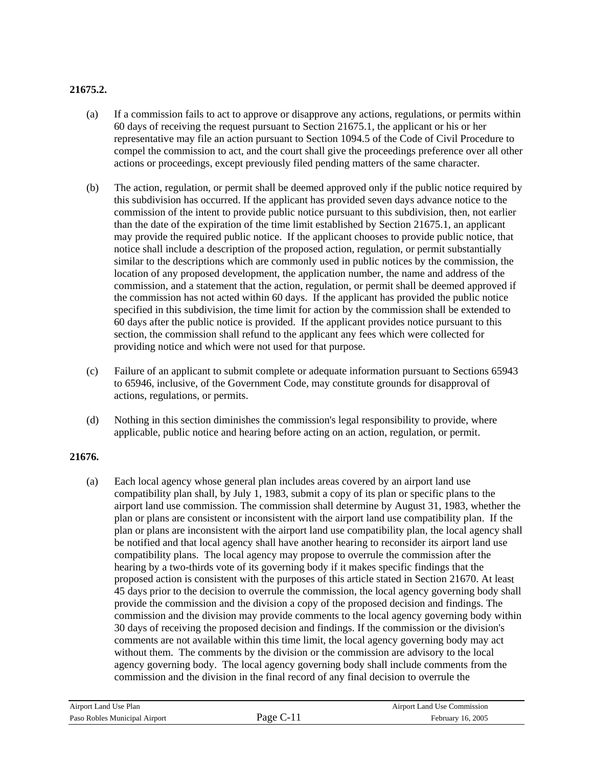**21675.2.**

(a) If a commission fails to act to approve or disapprove any actions, regulations, or permits within 60 days of receiving the request pursuant to Section 21675.1, the applicant or his or her representative may file an action pursuant to Section 1094.5 of the Code of Civil Procedure to compel the commission to act, and the court shall give the proceedings preference over all other actions or proceedings, except previously filed pending matters of the same character.

(b) The action, regulation, or permit shall be deemed approved only if the public notice required by this subdivision has occurred. If the applicant has provided seven days advance notice to the commission of the intent to provide public notice pursuant to this subdivision, then, not earlier than the date of the expiration of the time limit established by Section 21675.1, an applicant may provide the required public notice. If the applicant chooses to provide public notice, that notice shall include a description of the proposed action, regulation, or permit substantially similar to the descriptions which are commonly used in public notices by the commission, the location of any proposed development, the application number, the name and address of the commission, and a statement that the action, regulation, or permit shall be deemed approved if the commission has not acted within 60 days. If the applicant has provided the public notice specified in this subdivision, the time limit for action by the commission shall be extended to 60 days after the public notice is provided. If the applicant provides notice pursuant to this section, the commission shall refund to the applicant any fees which were collected for providing notice and which were not used for that purpose.

(c) Failure of an applicant to submit complete or adequate information pursuant to Sections 65943 to 65946, inclusive, of the Government Code, may constitute grounds for disapproval of actions, regulations, or permits.

(d) Nothing in this section diminishes the commission's legal responsibility to provide, where applicable, public notice and hearing before acting on an action, regulation, or permit.

**21676.**

(a) Each local agency whose general plan includes areas covered by an airport land use compatibility plan shall, by July 1, 1983, submit a copy of its plan or specific plans to the airport land use commission. The commission shall determine by August 31, 1983, whether the plan or plans are consistent or inconsistent with the airport land use compatibility plan. If the plan or plans are inconsistent with the airport land use compatibility plan, the local agency shall be notified and that local agency shall have another hearing to reconsider its airport land use compatibility plans. The local agency may propose to overrule the commission after the hearing by a two-thirds vote of its governing body if it makes specific findings that the proposed action is consistent with the purposes of this article stated in Section 21670. At least 45 days prior to the decision to overrule the commission, the local agency governing body shall provide the commission and the division a copy of the proposed decision and findings. The commission and the division may provide comments to the local agency governing body within 30 days of receiving the proposed decision and findings. If the commission or the division's comments are not available within this time limit, the local agency governing body may act without them. The comments by the division or the commission are advisory to the local agency governing body. The local agency governing body shall include comments from the commission and the division in the final record of any final decision to overrule the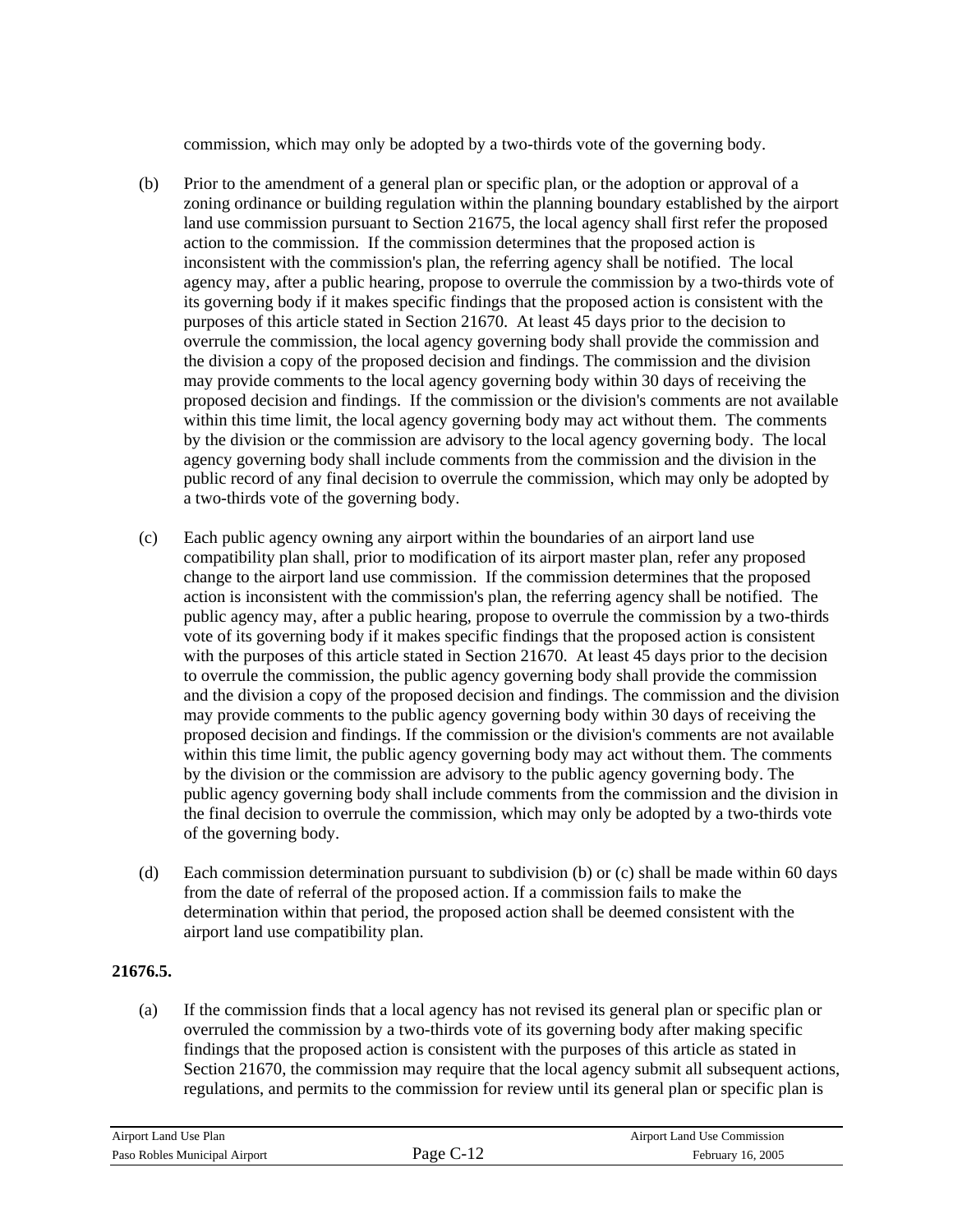commission, which may only be adopted by a two-thirds vote of the governing body.

(b) Prior to the amendment of a general plan or specific plan, or the adoption or approval of a zoning ordinance or building regulation within the planning boundary established by the airport land use commission pursuant to Section 21675, the local agency shall first refer the proposed action to the commission. If the commission determines that the proposed action is inconsistent with the commission's plan, the referring agency shall be notified. The local agency may, after a public hearing, propose to overrule the commission by a two-thirds vote of its governing body if it makes specific findings that the proposed action is consistent with the purposes of this article stated in Section 21670. At least 45 days prior to the decision to overrule the commission, the local agency governing body shall provide the commission and the division a copy of the proposed decision and findings. The commission and the division may provide comments to the local agency governing body within 30 days of receiving the proposed decision and findings. If the commission or the division's comments are not available within this time limit, the local agency governing body may act without them. The comments by the division or the commission are advisory to the local agency governing body. The local agency governing body shall include comments from the commission and the division in the public record of any final decision to overrule the commission, which may only be adopted by a two-thirds vote of the governing body.

(c) Each public agency owning any airport within the boundaries of an airport land use compatibility plan shall, prior to modification of its airport master plan, refer any proposed change to the airport land use commission. If the commission determines that the proposed action is inconsistent with the commission's plan, the referring agency shall be notified. The public agency may, after a public hearing, propose to overrule the commission by a two-thirds vote of its governing body if it makes specific findings that the proposed action is consistent with the purposes of this article stated in Section 21670. At least 45 days prior to the decision to overrule the commission, the public agency governing body shall provide the commission and the division a copy of the proposed decision and findings. The commission and the division may provide comments to the public agency governing body within 30 days of receiving the proposed decision and findings. If the commission or the division's comments are not available within this time limit, the public agency governing body may act without them. The comments by the division or the commission are advisory to the public agency governing body. The public agency governing body shall include comments from the commission and the division in the final decision to overrule the commission, which may only be adopted by a two-thirds vote of the governing body.

(d) Each commission determination pursuant to subdivision (b) or (c) shall be made within 60 days from the date of referral of the proposed action. If a commission fails to make the determination within that period, the proposed action shall be deemed consistent with the airport land use compatibility plan.

**21676.5.**

(a) If the commission finds that a local agency has not revised its general plan or specific plan or overruled the commission by a two-thirds vote of its governing body after making specific findings that the proposed action is consistent with the purposes of this article as stated in Section 21670, the commission may require that the local agency submit all subsequent actions, regulations, and permits to the commission for review until its general plan or specific plan is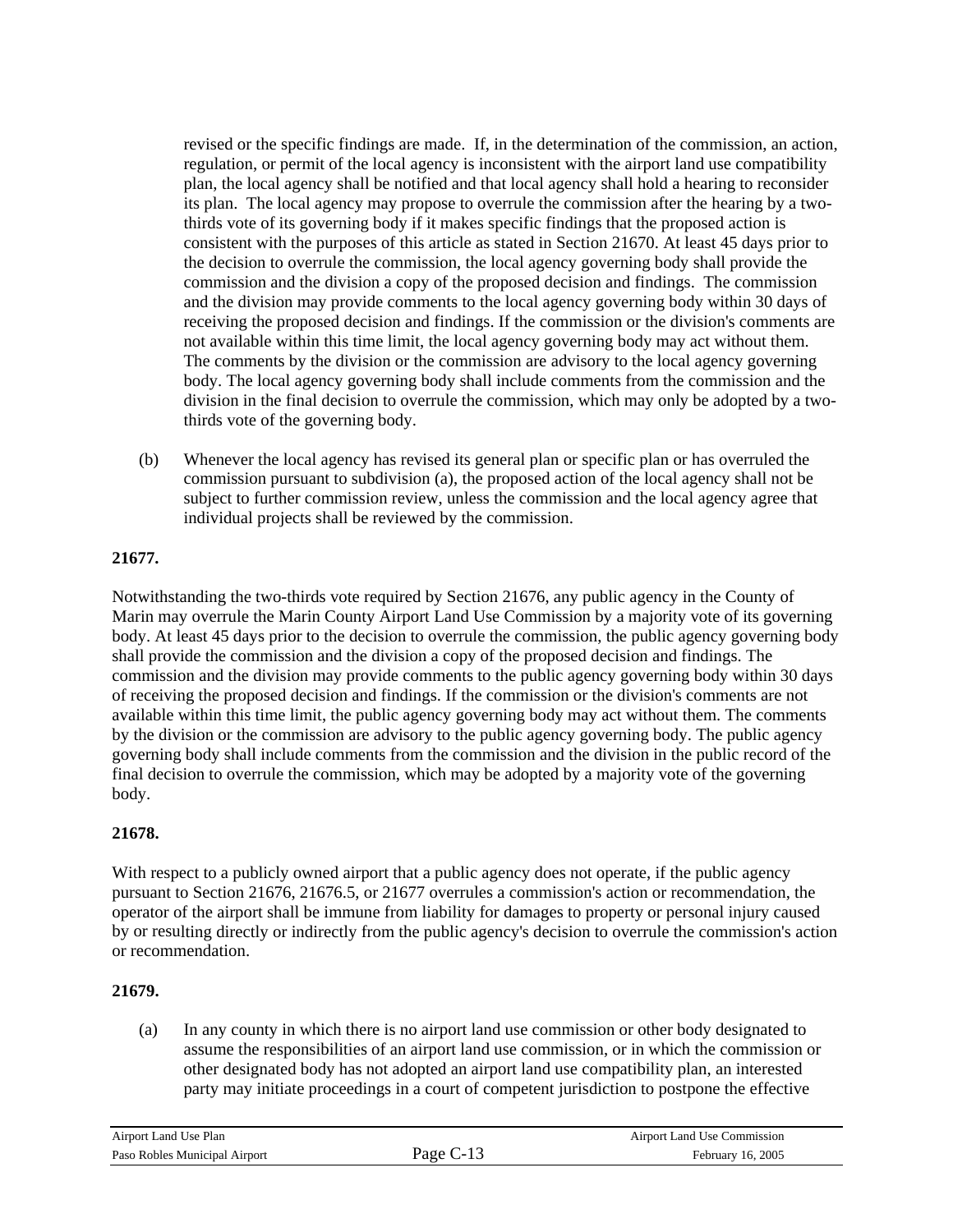revised or the specific findings are made. If, in the determination of the commission, an action, regulation, or permit of the local agency is inconsistent with the airport land use compatibility plan, the local agency shall be notified and that local agency shall hold a hearing to reconsider its plan. The local agency may propose to overrule the commission after the hearing by a two-thirds vote of its governing body if it makes specific findings that the proposed action is consistent with the purposes of this article as stated in Section 21670. At least 45 days prior to the decision to overrule the commission, the local agency governing body shall provide the commission and the division a copy of the proposed decision and findings. The commission and the division may provide comments to the local agency governing body within 30 days of receiving the proposed decision and findings. If the commission or the division's comments are not available within this time limit, the local agency governing body may act without them. The comments by the division or the commission are advisory to the local agency governing body. The local agency governing body shall include comments from the commission and the division in the final decision to overrule the commission, which may only be adopted by a two-thirds vote of the governing body.

(b) Whenever the local agency has revised its general plan or specific plan or has overruled the commission pursuant to subdivision (a), the proposed action of the local agency shall not be subject to further commission review, unless the commission and the local agency agree that individual projects shall be reviewed by the commission.

**21677.**

Notwithstanding the two-thirds vote required by Section 21676, any public agency in the County of Marin may overrule the Marin County Airport Land Use Commission by a majority vote of its governing body. At least 45 days prior to the decision to overrule the commission, the public agency governing body shall provide the commission and the division a copy of the proposed decision and findings. The commission and the division may provide comments to the public agency governing body within 30 days of receiving the proposed decision and findings. If the commission or the division's comments are not available within this time limit, the public agency governing body may act without them. The comments by the division or the commission are advisory to the public agency governing body. The public agency governing body shall include comments from the commission and the division in the public record of the final decision to overrule the commission, which may be adopted by a majority vote of the governing body.

**21678.**

With respect to a publicly owned airport that a public agency does not operate, if the public agency pursuant to Section 21676, 21676.5, or 21677 overrules a commission's action or recommendation, the operator of the airport shall be immune from liability for damages to property or personal injury caused by or resulting directly or indirectly from the public agency's decision to overrule the commission's action or recommendation.

**21679.**

(a) In any county in which there is no airport land use commission or other body designated to assume the responsibilities of an airport land use commission, or in which the commission or other designated body has not adopted an airport land use compatibility plan, an interested party may initiate proceedings in a court of competent jurisdiction to postpone the effective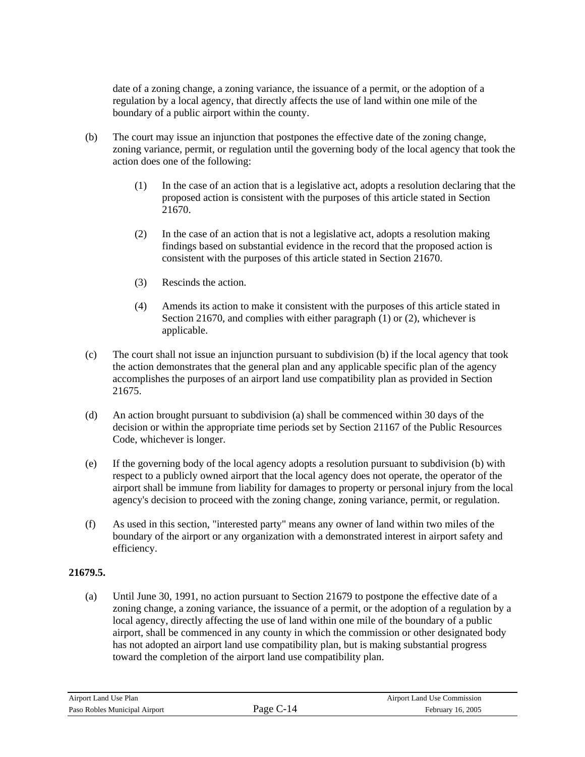date of a zoning change, a zoning variance, the issuance of a permit, or the adoption of a regulation by a local agency, that directly affects the use of land within one mile of the boundary of a public airport within the county.

(b) The court may issue an injunction that postpones the effective date of the zoning change, zoning variance, permit, or regulation until the governing body of the local agency that took the action does one of the following:

   (1) In the case of an action that is a legislative act, adopts a resolution declaring that the proposed action is consistent with the purposes of this article stated in Section 21670.

   (2) In the case of an action that is not a legislative act, adopts a resolution making findings based on substantial evidence in the record that the proposed action is consistent with the purposes of this article stated in Section 21670.

   (3) Rescinds the action.

   (4) Amends its action to make it consistent with the purposes of this article stated in Section 21670, and complies with either paragraph (1) or (2), whichever is applicable.

(c) The court shall not issue an injunction pursuant to subdivision (b) if the local agency that took the action demonstrates that the general plan and any applicable specific plan of the agency accomplishes the purposes of an airport land use compatibility plan as provided in Section 21675.

(d) An action brought pursuant to subdivision (a) shall be commenced within 30 days of the decision or within the appropriate time periods set by Section 21167 of the Public Resources Code, whichever is longer.

(e) If the governing body of the local agency adopts a resolution pursuant to subdivision (b) with respect to a publicly owned airport that the local agency does not operate, the operator of the airport shall be immune from liability for damages to property or personal injury from the local agency's decision to proceed with the zoning change, zoning variance, permit, or regulation.

(f) As used in this section, "interested party" means any owner of land within two miles of the boundary of the airport or any organization with a demonstrated interest in airport safety and efficiency.

**21679.5.**

(a) Until June 30, 1991, no action pursuant to Section 21679 to postpone the effective date of a zoning change, a zoning variance, the issuance of a permit, or the adoption of a regulation by a local agency, directly affecting the use of land within one mile of the boundary of a public airport, shall be commenced in any county in which the commission or other designated body has not adopted an airport land use compatibility plan, but is making substantial progress toward the completion of the airport land use compatibility plan.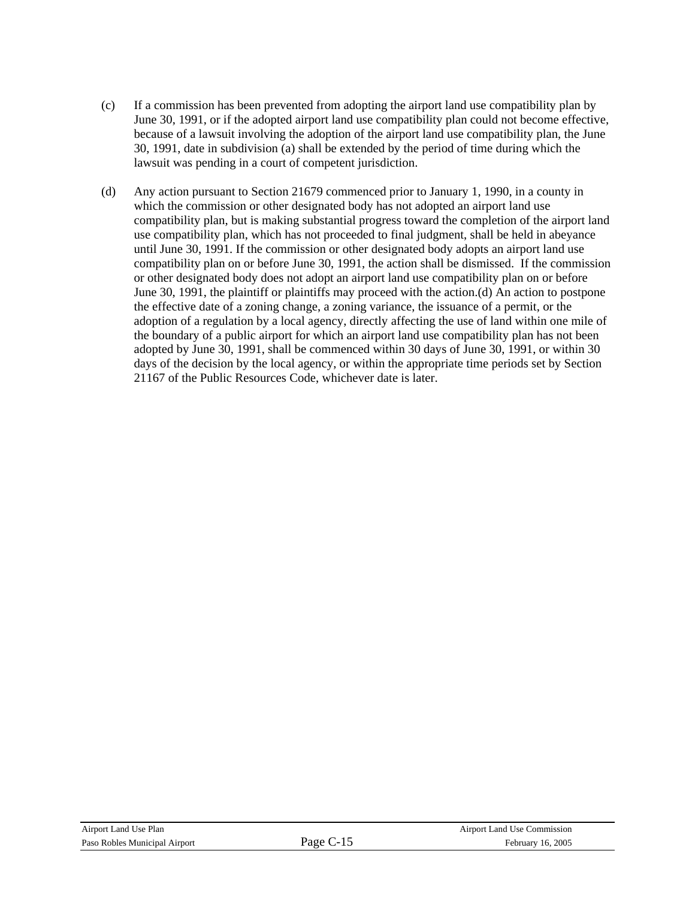(c) If a commission has been prevented from adopting the airport land use compatibility plan by June 30, 1991, or if the adopted airport land use compatibility plan could not become effective, because of a lawsuit involving the adoption of the airport land use compatibility plan, the June 30, 1991, date in subdivision (a) shall be extended by the period of time during which the lawsuit was pending in a court of competent jurisdiction.

(d) Any action pursuant to Section 21679 commenced prior to January 1, 1990, in a county in which the commission or other designated body has not adopted an airport land use compatibility plan, but is making substantial progress toward the completion of the airport land use compatibility plan, which has not proceeded to final judgment, shall be held in abeyance until June 30, 1991. If the commission or other designated body adopts an airport land use compatibility plan on or before June 30, 1991, the action shall be dismissed. If the commission or other designated body does not adopt an airport land use compatibility plan on or before June 30, 1991, the plaintiff or plaintiffs may proceed with the action.(d) An action to postpone the effective date of a zoning change, a zoning variance, the issuance of a permit, or the adoption of a regulation by a local agency, directly affecting the use of land within one mile of the boundary of a public airport for which an airport land use compatibility plan has not been adopted by June 30, 1991, shall be commenced within 30 days of June 30, 1991, or within 30 days of the decision by the local agency, or within the appropriate time periods set by Section 21167 of the Public Resources Code, whichever date is later.